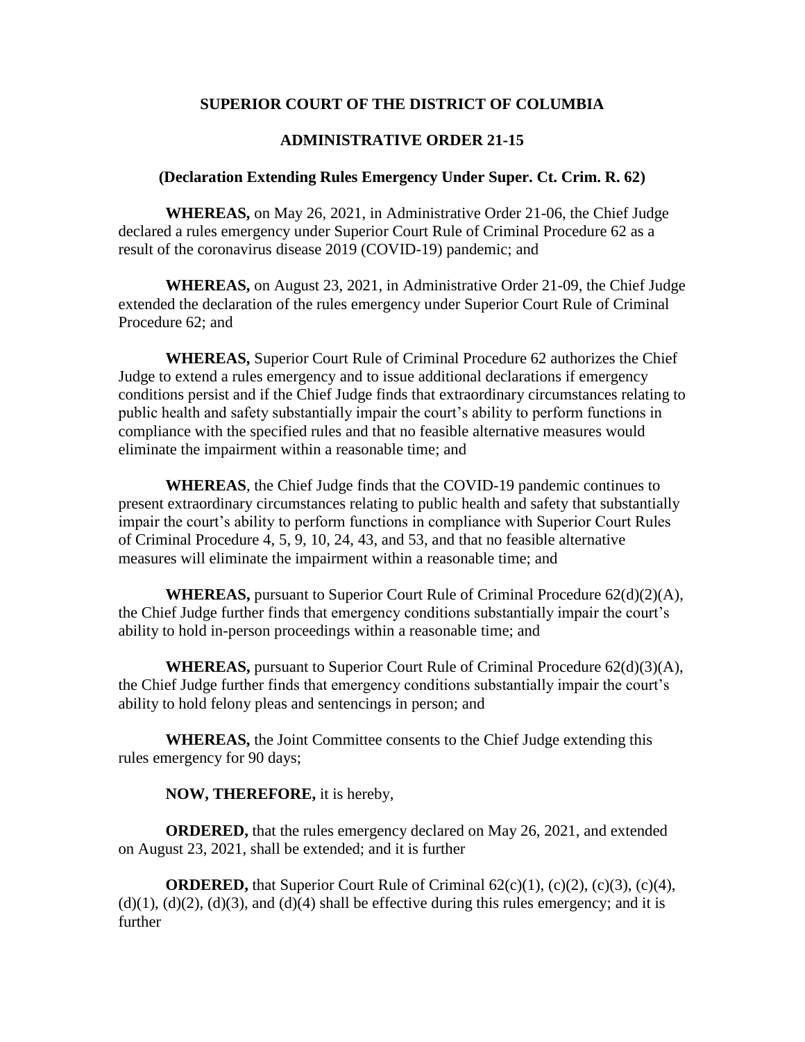# SUPERIOR COURT OF THE DISTRICT OF COLUMBIA

## ADMINISTRATIVE ORDER 21-15

### (Declaration Extending Rules Emergency Under Super. Ct. Crim. R. 62)

**WHEREAS,** on May 26, 2021, in Administrative Order 21-06, the Chief Judge declared a rules emergency under Superior Court Rule of Criminal Procedure 62 as a result of the coronavirus disease 2019 (COVID-19) pandemic; and

**WHEREAS,** on August 23, 2021, in Administrative Order 21-09, the Chief Judge extended the declaration of the rules emergency under Superior Court Rule of Criminal Procedure 62; and

**WHEREAS,** Superior Court Rule of Criminal Procedure 62 authorizes the Chief Judge to extend a rules emergency and to issue additional declarations if emergency conditions persist and if the Chief Judge finds that extraordinary circumstances relating to public health and safety substantially impair the court's ability to perform functions in compliance with the specified rules and that no feasible alternative measures would eliminate the impairment within a reasonable time; and

**WHEREAS**, the Chief Judge finds that the COVID-19 pandemic continues to present extraordinary circumstances relating to public health and safety that substantially impair the court's ability to perform functions in compliance with Superior Court Rules of Criminal Procedure 4, 5, 9, 10, 24, 43, and 53, and that no feasible alternative measures will eliminate the impairment within a reasonable time; and

**WHEREAS,** pursuant to Superior Court Rule of Criminal Procedure 62(d)(2)(A), the Chief Judge further finds that emergency conditions substantially impair the court's ability to hold in-person proceedings within a reasonable time; and

**WHEREAS,** pursuant to Superior Court Rule of Criminal Procedure 62(d)(3)(A), the Chief Judge further finds that emergency conditions substantially impair the court's ability to hold felony pleas and sentencings in person; and

**WHEREAS,** the Joint Committee consents to the Chief Judge extending this rules emergency for 90 days;

**NOW, THEREFORE,** it is hereby,

**ORDERED,** that the rules emergency declared on May 26, 2021, and extended on August 23, 2021, shall be extended; and it is further

**ORDERED,** that Superior Court Rule of Criminal 62(c)(1), (c)(2), (c)(3), (c)(4), (d)(1), (d)(2), (d)(3), and (d)(4) shall be effective during this rules emergency; and it is further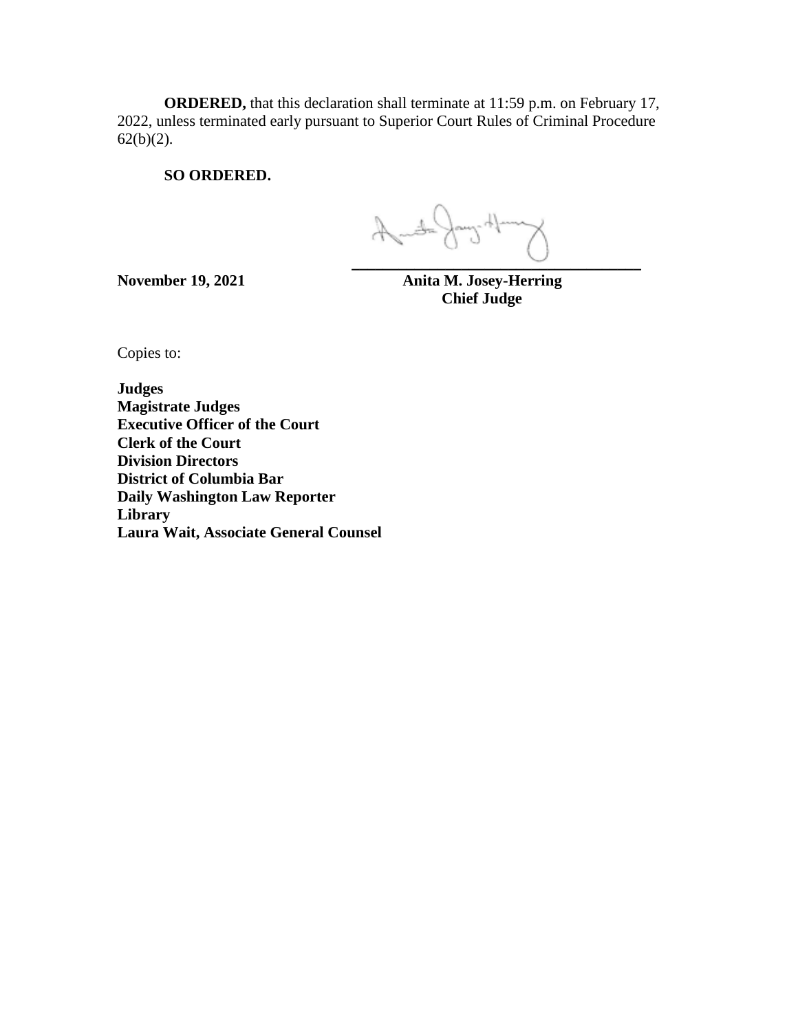**ORDERED,** that this declaration shall terminate at 11:59 p.m. on February 17, 2022, unless terminated early pursuant to Superior Court Rules of Criminal Procedure 62(b)(2).

**SO ORDERED.**

**November 19, 2021**

**Anita M. Josey-Herring**
**Chief Judge**

Copies to:

**Judges**
**Magistrate Judges**
**Executive Officer of the Court**
**Clerk of the Court**
**Division Directors**
**District of Columbia Bar**
**Daily Washington Law Reporter**
**Library**
**Laura Wait, Associate General Counsel**